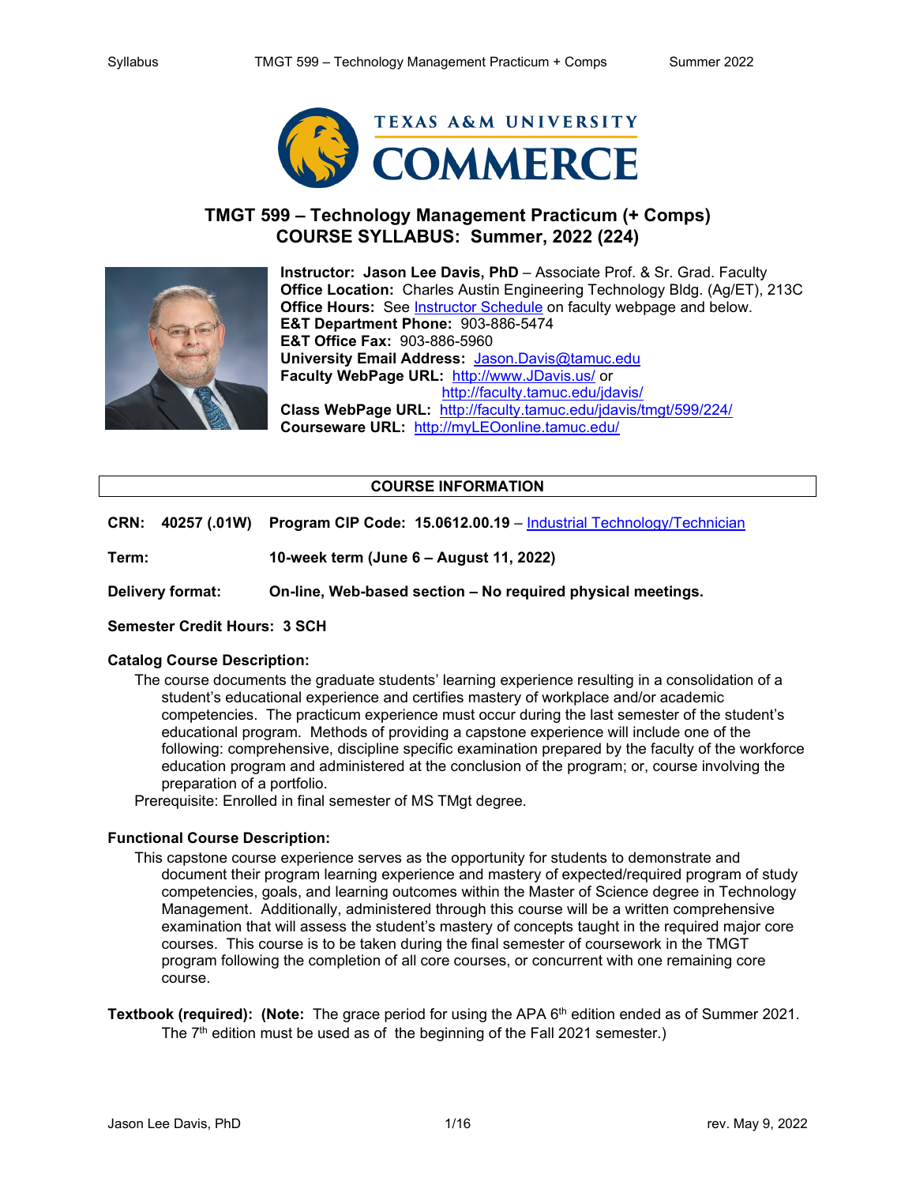# TMGT 599 – Technology Management Practicum (+ Comps)
## COURSE SYLLABUS: Summer, 2022 (224)

**Instructor: Jason Lee Davis, PhD** – Associate Prof. & Sr. Grad. Faculty
**Office Location:** Charles Austin Engineering Technology Bldg. (Ag/ET), 213C
**Office Hours:** See Instructor Schedule on faculty webpage and below.
**E&T Department Phone:** 903-886-5474
**E&T Office Fax:** 903-886-5960
**University Email Address:** Jason.Davis@tamuc.edu
**Faculty WebPage URL:** http://www.JDavis.us/ or http://faculty.tamuc.edu/jdavis/
**Class WebPage URL:** http://faculty.tamuc.edu/jdavis/tmgt/599/224/
**Courseware URL:** http://myLEOonline.tamuc.edu/

## COURSE INFORMATION

**CRN: 40257 (.01W) Program CIP Code: 15.0612.00.19** – Industrial Technology/Technician

**Term:** **10-week term (June 6 – August 11, 2022)**

**Delivery format:** **On-line, Web-based section – No required physical meetings.**

**Semester Credit Hours: 3 SCH**

**Catalog Course Description:**

The course documents the graduate students' learning experience resulting in a consolidation of a student's educational experience and certifies mastery of workplace and/or academic competencies. The practicum experience must occur during the last semester of the student's educational program. Methods of providing a capstone experience will include one of the following: comprehensive, discipline specific examination prepared by the faculty of the workforce education program and administered at the conclusion of the program; or, course involving the preparation of a portfolio.

Prerequisite: Enrolled in final semester of MS TMgt degree.

**Functional Course Description:**

This capstone course experience serves as the opportunity for students to demonstrate and document their program learning experience and mastery of expected/required program of study competencies, goals, and learning outcomes within the Master of Science degree in Technology Management. Additionally, administered through this course will be a written comprehensive examination that will assess the student's mastery of concepts taught in the required major core courses. This course is to be taken during the final semester of coursework in the TMGT program following the completion of all core courses, or concurrent with one remaining core course.

**Textbook (required): (Note:** The grace period for using the APA 6th edition ended as of Summer 2021. The 7th edition must be used as of the beginning of the Fall 2021 semester.)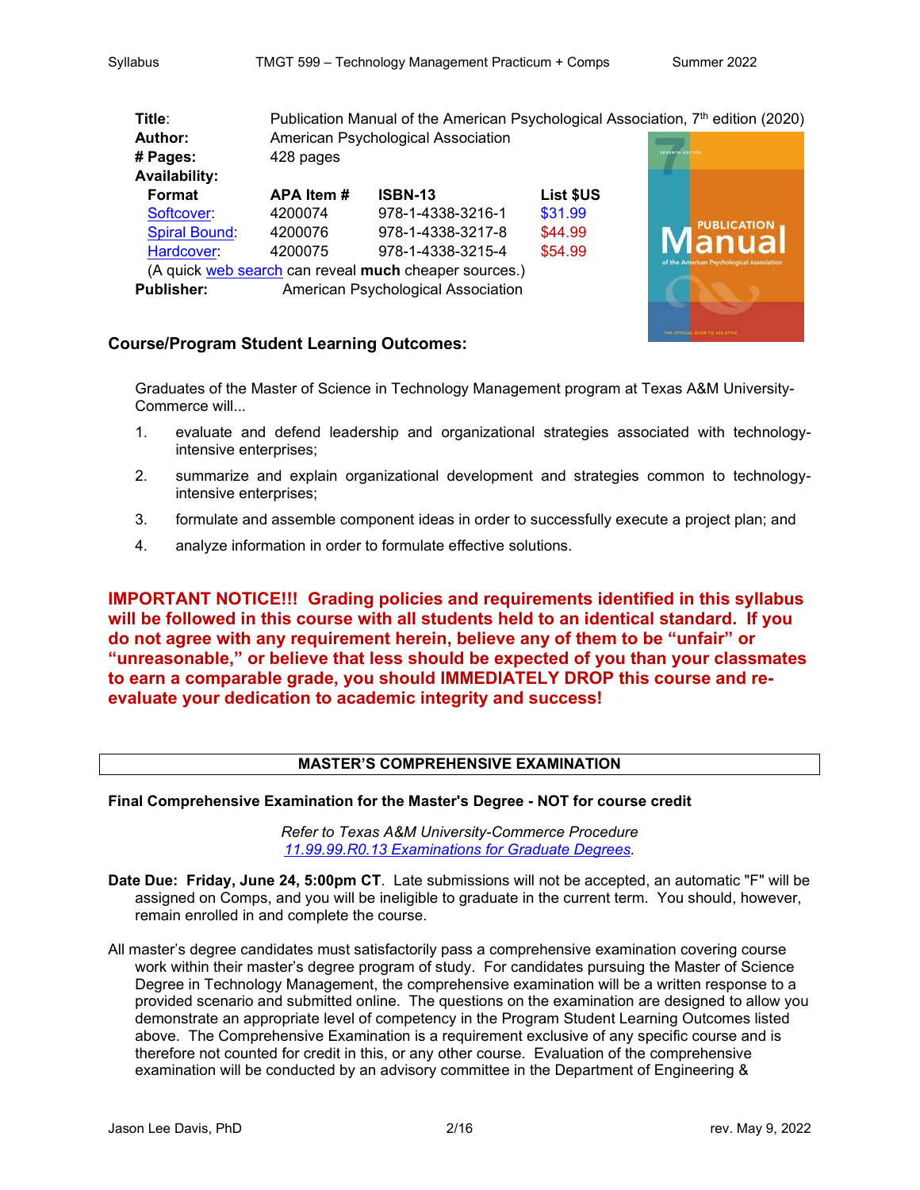**Title**: Publication Manual of the American Psychological Association, 7th edition (2020)
**Author:** American Psychological Association
**# Pages:** 428 pages
**Availability:**

| Format | APA Item # | ISBN-13 | List $US |
|---|---|---|---|
| Softcover: | 4200074 | 978-1-4338-3216-1 | $31.99 |
| Spiral Bound: | 4200076 | 978-1-4338-3217-8 | $44.99 |
| Hardcover: | 4200075 | 978-1-4338-3215-4 | $54.99 |

(A quick web search can reveal **much** cheaper sources.)

**Publisher:** American Psychological Association

### Course/Program Student Learning Outcomes:

Graduates of the Master of Science in Technology Management program at Texas A&M University-Commerce will...

1. evaluate and defend leadership and organizational strategies associated with technology-intensive enterprises;
2. summarize and explain organizational development and strategies common to technology-intensive enterprises;
3. formulate and assemble component ideas in order to successfully execute a project plan; and
4. analyze information in order to formulate effective solutions.

**IMPORTANT NOTICE!!! Grading policies and requirements identified in this syllabus will be followed in this course with all students held to an identical standard. If you do not agree with any requirement herein, believe any of them to be "unfair" or "unreasonable," or believe that less should be expected of you than your classmates to earn a comparable grade, you should IMMEDIATELY DROP this course and re-evaluate your dedication to academic integrity and success!**

## MASTER'S COMPREHENSIVE EXAMINATION

**Final Comprehensive Examination for the Master's Degree - NOT for course credit**

*Refer to Texas A&M University-Commerce Procedure 11.99.99.R0.13 Examinations for Graduate Degrees.*

**Date Due: Friday, June 24, 5:00pm CT**. Late submissions will not be accepted, an automatic "F" will be assigned on Comps, and you will be ineligible to graduate in the current term. You should, however, remain enrolled in and complete the course.

All master's degree candidates must satisfactorily pass a comprehensive examination covering course work within their master's degree program of study. For candidates pursuing the Master of Science Degree in Technology Management, the comprehensive examination will be a written response to a provided scenario and submitted online. The questions on the examination are designed to allow you demonstrate an appropriate level of competency in the Program Student Learning Outcomes listed above. The Comprehensive Examination is a requirement exclusive of any specific course and is therefore not counted for credit in this, or any other course. Evaluation of the comprehensive examination will be conducted by an advisory committee in the Department of Engineering &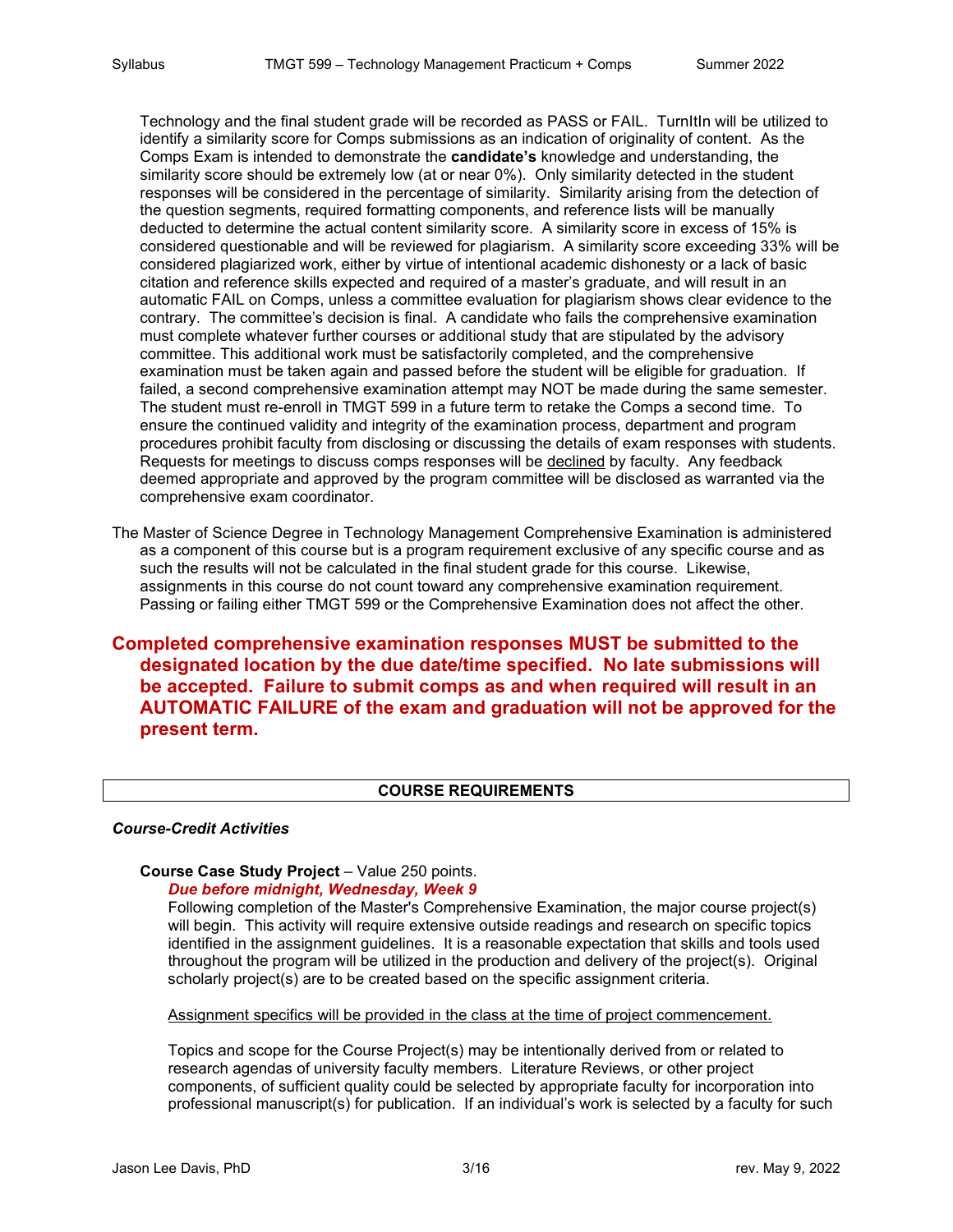Technology and the final student grade will be recorded as PASS or FAIL. TurnItIn will be utilized to identify a similarity score for Comps submissions as an indication of originality of content. As the Comps Exam is intended to demonstrate the **candidate's** knowledge and understanding, the similarity score should be extremely low (at or near 0%). Only similarity detected in the student responses will be considered in the percentage of similarity. Similarity arising from the detection of the question segments, required formatting components, and reference lists will be manually deducted to determine the actual content similarity score. A similarity score in excess of 15% is considered questionable and will be reviewed for plagiarism. A similarity score exceeding 33% will be considered plagiarized work, either by virtue of intentional academic dishonesty or a lack of basic citation and reference skills expected and required of a master's graduate, and will result in an automatic FAIL on Comps, unless a committee evaluation for plagiarism shows clear evidence to the contrary. The committee's decision is final. A candidate who fails the comprehensive examination must complete whatever further courses or additional study that are stipulated by the advisory committee. This additional work must be satisfactorily completed, and the comprehensive examination must be taken again and passed before the student will be eligible for graduation. If failed, a second comprehensive examination attempt may NOT be made during the same semester. The student must re-enroll in TMGT 599 in a future term to retake the Comps a second time. To ensure the continued validity and integrity of the examination process, department and program procedures prohibit faculty from disclosing or discussing the details of exam responses with students. Requests for meetings to discuss comps responses will be declined by faculty. Any feedback deemed appropriate and approved by the program committee will be disclosed as warranted via the comprehensive exam coordinator.

The Master of Science Degree in Technology Management Comprehensive Examination is administered as a component of this course but is a program requirement exclusive of any specific course and as such the results will not be calculated in the final student grade for this course. Likewise, assignments in this course do not count toward any comprehensive examination requirement. Passing or failing either TMGT 599 or the Comprehensive Examination does not affect the other.

**Completed comprehensive examination responses MUST be submitted to the designated location by the due date/time specified. No late submissions will be accepted. Failure to submit comps as and when required will result in an AUTOMATIC FAILURE of the exam and graduation will not be approved for the present term.**

## COURSE REQUIREMENTS

***Course-Credit Activities***

**Course Case Study Project** – Value 250 points.
***Due before midnight, Wednesday, Week 9***

Following completion of the Master's Comprehensive Examination, the major course project(s) will begin. This activity will require extensive outside readings and research on specific topics identified in the assignment guidelines. It is a reasonable expectation that skills and tools used throughout the program will be utilized in the production and delivery of the project(s). Original scholarly project(s) are to be created based on the specific assignment criteria.

Assignment specifics will be provided in the class at the time of project commencement.

Topics and scope for the Course Project(s) may be intentionally derived from or related to research agendas of university faculty members. Literature Reviews, or other project components, of sufficient quality could be selected by appropriate faculty for incorporation into professional manuscript(s) for publication. If an individual's work is selected by a faculty for such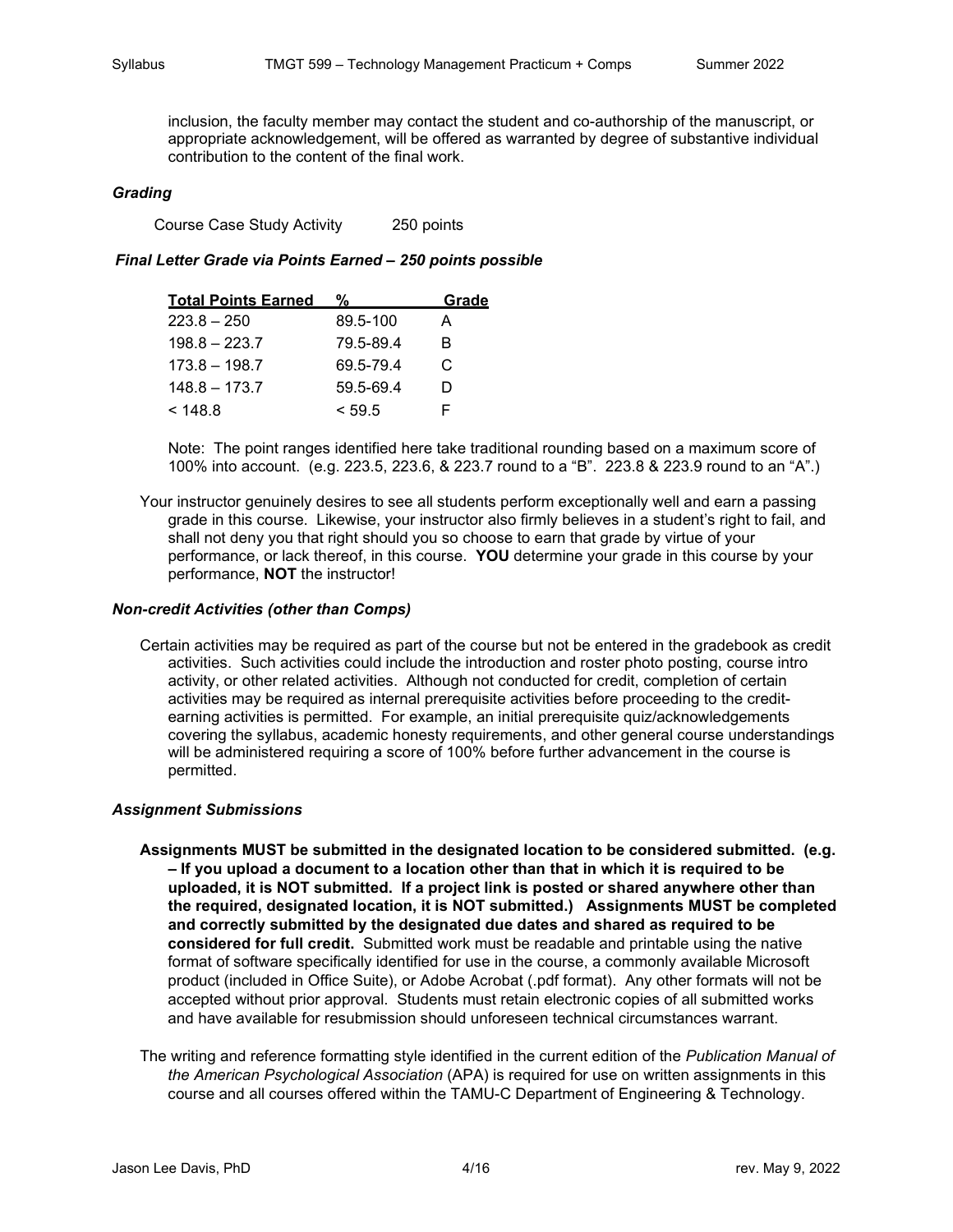inclusion, the faculty member may contact the student and co-authorship of the manuscript, or appropriate acknowledgement, will be offered as warranted by degree of substantive individual contribution to the content of the final work.

### *Grading*

Course Case Study Activity 250 points

#### *Final Letter Grade via Points Earned – 250 points possible*

| Total Points Earned | % | Grade |
|---|---|---|
| 223.8 – 250 | 89.5-100 | A |
| 198.8 – 223.7 | 79.5-89.4 | B |
| 173.8 – 198.7 | 69.5-79.4 | C |
| 148.8 – 173.7 | 59.5-69.4 | D |
| < 148.8 | < 59.5 | F |

Note: The point ranges identified here take traditional rounding based on a maximum score of 100% into account. (e.g. 223.5, 223.6, & 223.7 round to a "B". 223.8 & 223.9 round to an "A".)

Your instructor genuinely desires to see all students perform exceptionally well and earn a passing grade in this course. Likewise, your instructor also firmly believes in a student's right to fail, and shall not deny you that right should you so choose to earn that grade by virtue of your performance, or lack thereof, in this course. **YOU** determine your grade in this course by your performance, **NOT** the instructor!

### *Non-credit Activities (other than Comps)*

Certain activities may be required as part of the course but not be entered in the gradebook as credit activities. Such activities could include the introduction and roster photo posting, course intro activity, or other related activities. Although not conducted for credit, completion of certain activities may be required as internal prerequisite activities before proceeding to the credit-earning activities is permitted. For example, an initial prerequisite quiz/acknowledgements covering the syllabus, academic honesty requirements, and other general course understandings will be administered requiring a score of 100% before further advancement in the course is permitted.

### *Assignment Submissions*

**Assignments MUST be submitted in the designated location to be considered submitted. (e.g. – If you upload a document to a location other than that in which it is required to be uploaded, it is NOT submitted. If a project link is posted or shared anywhere other than the required, designated location, it is NOT submitted.) Assignments MUST be completed and correctly submitted by the designated due dates and shared as required to be considered for full credit.** Submitted work must be readable and printable using the native format of software specifically identified for use in the course, a commonly available Microsoft product (included in Office Suite), or Adobe Acrobat (.pdf format). Any other formats will not be accepted without prior approval. Students must retain electronic copies of all submitted works and have available for resubmission should unforeseen technical circumstances warrant.

The writing and reference formatting style identified in the current edition of the *Publication Manual of the American Psychological Association* (APA) is required for use on written assignments in this course and all courses offered within the TAMU-C Department of Engineering & Technology.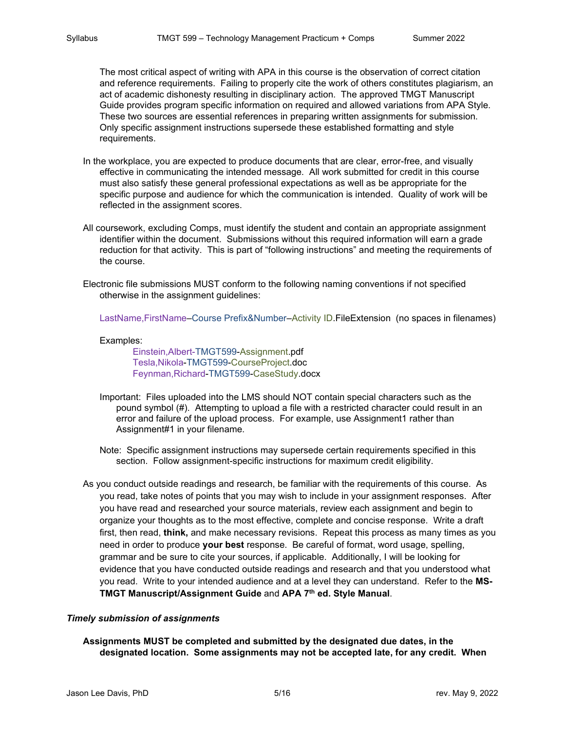The most critical aspect of writing with APA in this course is the observation of correct citation and reference requirements. Failing to properly cite the work of others constitutes plagiarism, an act of academic dishonesty resulting in disciplinary action. The approved TMGT Manuscript Guide provides program specific information on required and allowed variations from APA Style. These two sources are essential references in preparing written assignments for submission. Only specific assignment instructions supersede these established formatting and style requirements.

In the workplace, you are expected to produce documents that are clear, error-free, and visually effective in communicating the intended message. All work submitted for credit in this course must also satisfy these general professional expectations as well as be appropriate for the specific purpose and audience for which the communication is intended. Quality of work will be reflected in the assignment scores.

All coursework, excluding Comps, must identify the student and contain an appropriate assignment identifier within the document. Submissions without this required information will earn a grade reduction for that activity. This is part of "following instructions" and meeting the requirements of the course.

Electronic file submissions MUST conform to the following naming conventions if not specified otherwise in the assignment guidelines:

LastName,FirstName–Course Prefix&Number–Activity ID.FileExtension (no spaces in filenames)

Examples:

Einstein,Albert-TMGT599-Assignment.pdf
Tesla,Nikola-TMGT599-CourseProject.doc
Feynman,Richard-TMGT599-CaseStudy.docx

Important: Files uploaded into the LMS should NOT contain special characters such as the pound symbol (#). Attempting to upload a file with a restricted character could result in an error and failure of the upload process. For example, use Assignment1 rather than Assignment#1 in your filename.

Note: Specific assignment instructions may supersede certain requirements specified in this section. Follow assignment-specific instructions for maximum credit eligibility.

As you conduct outside readings and research, be familiar with the requirements of this course. As you read, take notes of points that you may wish to include in your assignment responses. After you have read and researched your source materials, review each assignment and begin to organize your thoughts as to the most effective, complete and concise response. Write a draft first, then read, **think,** and make necessary revisions. Repeat this process as many times as you need in order to produce **your best** response. Be careful of format, word usage, spelling, grammar and be sure to cite your sources, if applicable. Additionally, I will be looking for evidence that you have conducted outside readings and research and that you understood what you read. Write to your intended audience and at a level they can understand. Refer to the **MS-TMGT Manuscript/Assignment Guide** and **APA 7th ed. Style Manual**.

### *Timely submission of assignments*

**Assignments MUST be completed and submitted by the designated due dates, in the designated location. Some assignments may not be accepted late, for any credit. When**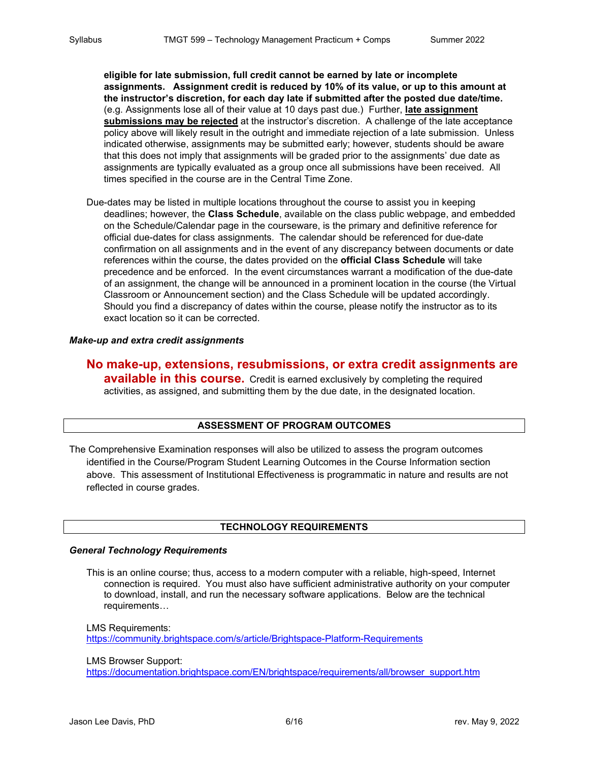**eligible for late submission, full credit cannot be earned by late or incomplete assignments. Assignment credit is reduced by 10% of its value, or up to this amount at the instructor's discretion, for each day late if submitted after the posted due date/time.** (e.g. Assignments lose all of their value at 10 days past due.) Further, **late assignment submissions may be rejected** at the instructor's discretion. A challenge of the late acceptance policy above will likely result in the outright and immediate rejection of a late submission. Unless indicated otherwise, assignments may be submitted early; however, students should be aware that this does not imply that assignments will be graded prior to the assignments' due date as assignments are typically evaluated as a group once all submissions have been received. All times specified in the course are in the Central Time Zone.

Due-dates may be listed in multiple locations throughout the course to assist you in keeping deadlines; however, the **Class Schedule**, available on the class public webpage, and embedded on the Schedule/Calendar page in the courseware, is the primary and definitive reference for official due-dates for class assignments. The calendar should be referenced for due-date confirmation on all assignments and in the event of any discrepancy between documents or date references within the course, the dates provided on the **official Class Schedule** will take precedence and be enforced. In the event circumstances warrant a modification of the due-date of an assignment, the change will be announced in a prominent location in the course (the Virtual Classroom or Announcement section) and the Class Schedule will be updated accordingly. Should you find a discrepancy of dates within the course, please notify the instructor as to its exact location so it can be corrected.

### *Make-up and extra credit assignments*

**No make-up, extensions, resubmissions, or extra credit assignments are available in this course.** Credit is earned exclusively by completing the required activities, as assigned, and submitting them by the due date, in the designated location.

## ASSESSMENT OF PROGRAM OUTCOMES

The Comprehensive Examination responses will also be utilized to assess the program outcomes identified in the Course/Program Student Learning Outcomes in the Course Information section above. This assessment of Institutional Effectiveness is programmatic in nature and results are not reflected in course grades.

## TECHNOLOGY REQUIREMENTS

### *General Technology Requirements*

This is an online course; thus, access to a modern computer with a reliable, high-speed, Internet connection is required. You must also have sufficient administrative authority on your computer to download, install, and run the necessary software applications. Below are the technical requirements…

LMS Requirements:
https://community.brightspace.com/s/article/Brightspace-Platform-Requirements

LMS Browser Support:
https://documentation.brightspace.com/EN/brightspace/requirements/all/browser_support.htm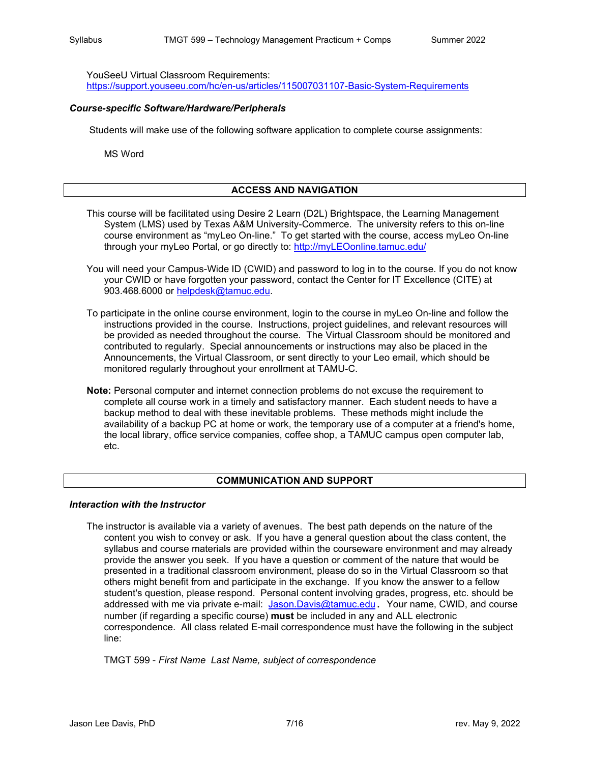YouSeeU Virtual Classroom Requirements:
https://support.youseeu.com/hc/en-us/articles/115007031107-Basic-System-Requirements

***Course-specific Software/Hardware/Peripherals***

Students will make use of the following software application to complete course assignments:

MS Word

## ACCESS AND NAVIGATION

This course will be facilitated using Desire 2 Learn (D2L) Brightspace, the Learning Management System (LMS) used by Texas A&M University-Commerce. The university refers to this on-line course environment as "myLeo On-line." To get started with the course, access myLeo On-line through your myLeo Portal, or go directly to: http://myLEOonline.tamuc.edu/

You will need your Campus-Wide ID (CWID) and password to log in to the course. If you do not know your CWID or have forgotten your password, contact the Center for IT Excellence (CITE) at 903.468.6000 or helpdesk@tamuc.edu.

To participate in the online course environment, login to the course in myLeo On-line and follow the instructions provided in the course. Instructions, project guidelines, and relevant resources will be provided as needed throughout the course. The Virtual Classroom should be monitored and contributed to regularly. Special announcements or instructions may also be placed in the Announcements, the Virtual Classroom, or sent directly to your Leo email, which should be monitored regularly throughout your enrollment at TAMU-C.

**Note:** Personal computer and internet connection problems do not excuse the requirement to complete all course work in a timely and satisfactory manner. Each student needs to have a backup method to deal with these inevitable problems. These methods might include the availability of a backup PC at home or work, the temporary use of a computer at a friend's home, the local library, office service companies, coffee shop, a TAMUC campus open computer lab, etc.

## COMMUNICATION AND SUPPORT

***Interaction with the Instructor***

The instructor is available via a variety of avenues. The best path depends on the nature of the content you wish to convey or ask. If you have a general question about the class content, the syllabus and course materials are provided within the courseware environment and may already provide the answer you seek. If you have a question or comment of the nature that would be presented in a traditional classroom environment, please do so in the Virtual Classroom so that others might benefit from and participate in the exchange. If you know the answer to a fellow student's question, please respond. Personal content involving grades, progress, etc. should be addressed with me via private e-mail: Jason.Davis@tamuc.edu. Your name, CWID, and course number (if regarding a specific course) **must** be included in any and ALL electronic correspondence. All class related E-mail correspondence must have the following in the subject line:

TMGT 599 - *First Name Last Name, subject of correspondence*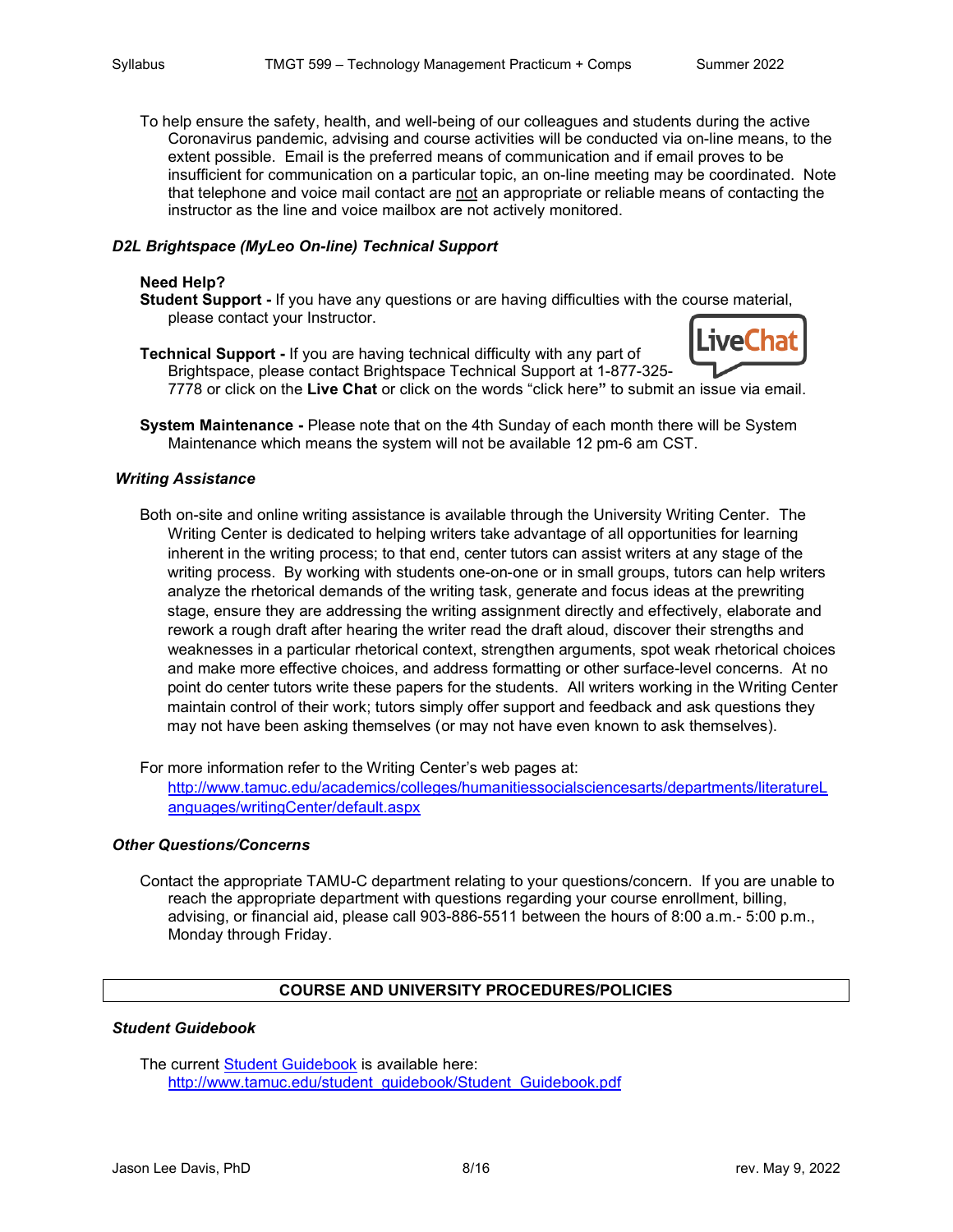To help ensure the safety, health, and well-being of our colleagues and students during the active Coronavirus pandemic, advising and course activities will be conducted via on-line means, to the extent possible. Email is the preferred means of communication and if email proves to be insufficient for communication on a particular topic, an on-line meeting may be coordinated. Note that telephone and voice mail contact are not appropriate or reliable means of contacting the instructor as the line and voice mailbox are not actively monitored.

### *D2L Brightspace (MyLeo On-line) Technical Support*

**Need Help?**

**Student Support -** If you have any questions or are having difficulties with the course material, please contact your Instructor.

**Technical Support -** If you are having technical difficulty with any part of Brightspace, please contact Brightspace Technical Support at 1-877-325-7778 or click on the **Live Chat** or click on the words "click here**"** to submit an issue via email.

**System Maintenance -** Please note that on the 4th Sunday of each month there will be System Maintenance which means the system will not be available 12 pm-6 am CST.

### *Writing Assistance*

Both on-site and online writing assistance is available through the University Writing Center. The Writing Center is dedicated to helping writers take advantage of all opportunities for learning inherent in the writing process; to that end, center tutors can assist writers at any stage of the writing process. By working with students one-on-one or in small groups, tutors can help writers analyze the rhetorical demands of the writing task, generate and focus ideas at the prewriting stage, ensure they are addressing the writing assignment directly and effectively, elaborate and rework a rough draft after hearing the writer read the draft aloud, discover their strengths and weaknesses in a particular rhetorical context, strengthen arguments, spot weak rhetorical choices and make more effective choices, and address formatting or other surface-level concerns. At no point do center tutors write these papers for the students. All writers working in the Writing Center maintain control of their work; tutors simply offer support and feedback and ask questions they may not have been asking themselves (or may not have even known to ask themselves).

For more information refer to the Writing Center's web pages at: http://www.tamuc.edu/academics/colleges/humanitiessocialsciencesarts/departments/literatureLanguages/writingCenter/default.aspx

### *Other Questions/Concerns*

Contact the appropriate TAMU-C department relating to your questions/concern. If you are unable to reach the appropriate department with questions regarding your course enrollment, billing, advising, or financial aid, please call 903-886-5511 between the hours of 8:00 a.m.- 5:00 p.m., Monday through Friday.

## COURSE AND UNIVERSITY PROCEDURES/POLICIES

### *Student Guidebook*

The current Student Guidebook is available here: http://www.tamuc.edu/student_guidebook/Student_Guidebook.pdf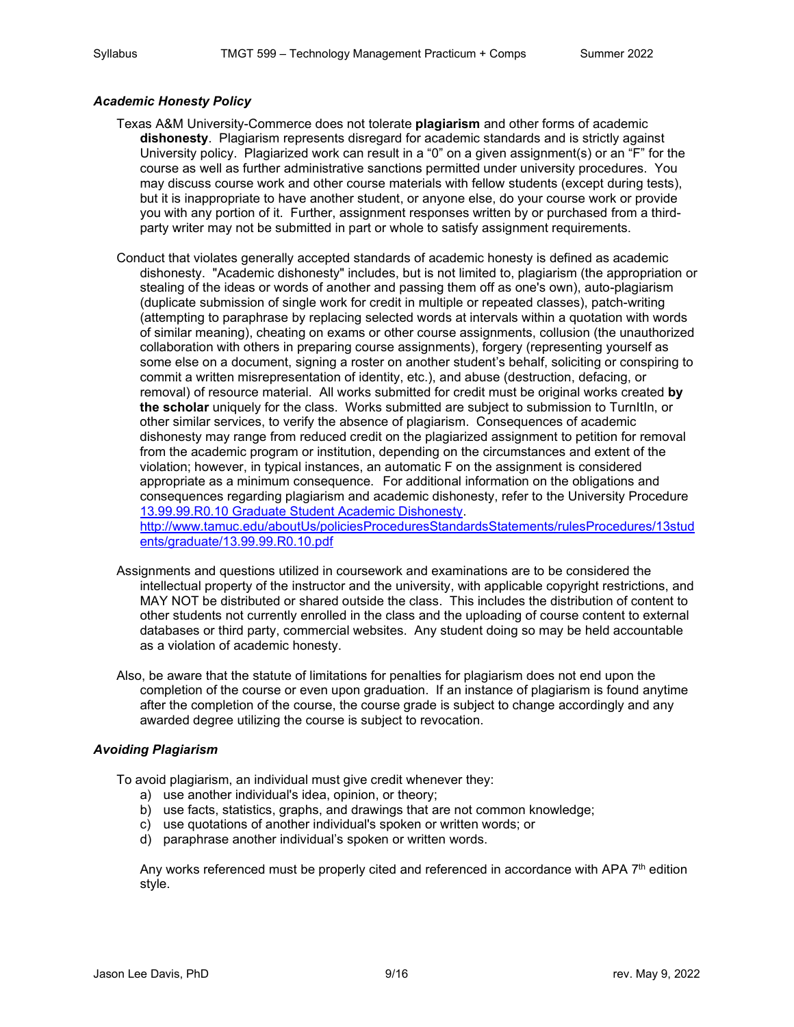### *Academic Honesty Policy*

Texas A&M University-Commerce does not tolerate **plagiarism** and other forms of academic **dishonesty**. Plagiarism represents disregard for academic standards and is strictly against University policy. Plagiarized work can result in a "0" on a given assignment(s) or an "F" for the course as well as further administrative sanctions permitted under university procedures. You may discuss course work and other course materials with fellow students (except during tests), but it is inappropriate to have another student, or anyone else, do your course work or provide you with any portion of it. Further, assignment responses written by or purchased from a third-party writer may not be submitted in part or whole to satisfy assignment requirements.

Conduct that violates generally accepted standards of academic honesty is defined as academic dishonesty. "Academic dishonesty" includes, but is not limited to, plagiarism (the appropriation or stealing of the ideas or words of another and passing them off as one's own), auto-plagiarism (duplicate submission of single work for credit in multiple or repeated classes), patch-writing (attempting to paraphrase by replacing selected words at intervals within a quotation with words of similar meaning), cheating on exams or other course assignments, collusion (the unauthorized collaboration with others in preparing course assignments), forgery (representing yourself as some else on a document, signing a roster on another student's behalf, soliciting or conspiring to commit a written misrepresentation of identity, etc.), and abuse (destruction, defacing, or removal) of resource material. All works submitted for credit must be original works created **by the scholar** uniquely for the class. Works submitted are subject to submission to TurnItIn, or other similar services, to verify the absence of plagiarism. Consequences of academic dishonesty may range from reduced credit on the plagiarized assignment to petition for removal from the academic program or institution, depending on the circumstances and extent of the violation; however, in typical instances, an automatic F on the assignment is considered appropriate as a minimum consequence. For additional information on the obligations and consequences regarding plagiarism and academic dishonesty, refer to the University Procedure [13.99.99.R0.10 Graduate Student Academic Dishonesty](http://www.tamuc.edu/aboutUs/policiesProceduresStandardsStatements/rulesProcedures/13students/graduate/13.99.99.R0.10.pdf). http://www.tamuc.edu/aboutUs/policiesProceduresStandardsStatements/rulesProcedures/13students/graduate/13.99.99.R0.10.pdf

Assignments and questions utilized in coursework and examinations are to be considered the intellectual property of the instructor and the university, with applicable copyright restrictions, and MAY NOT be distributed or shared outside the class. This includes the distribution of content to other students not currently enrolled in the class and the uploading of course content to external databases or third party, commercial websites. Any student doing so may be held accountable as a violation of academic honesty.

Also, be aware that the statute of limitations for penalties for plagiarism does not end upon the completion of the course or even upon graduation. If an instance of plagiarism is found anytime after the completion of the course, the course grade is subject to change accordingly and any awarded degree utilizing the course is subject to revocation.

### *Avoiding Plagiarism*

To avoid plagiarism, an individual must give credit whenever they:

a) use another individual's idea, opinion, or theory;
b) use facts, statistics, graphs, and drawings that are not common knowledge;
c) use quotations of another individual's spoken or written words; or
d) paraphrase another individual's spoken or written words.

Any works referenced must be properly cited and referenced in accordance with APA 7th edition style.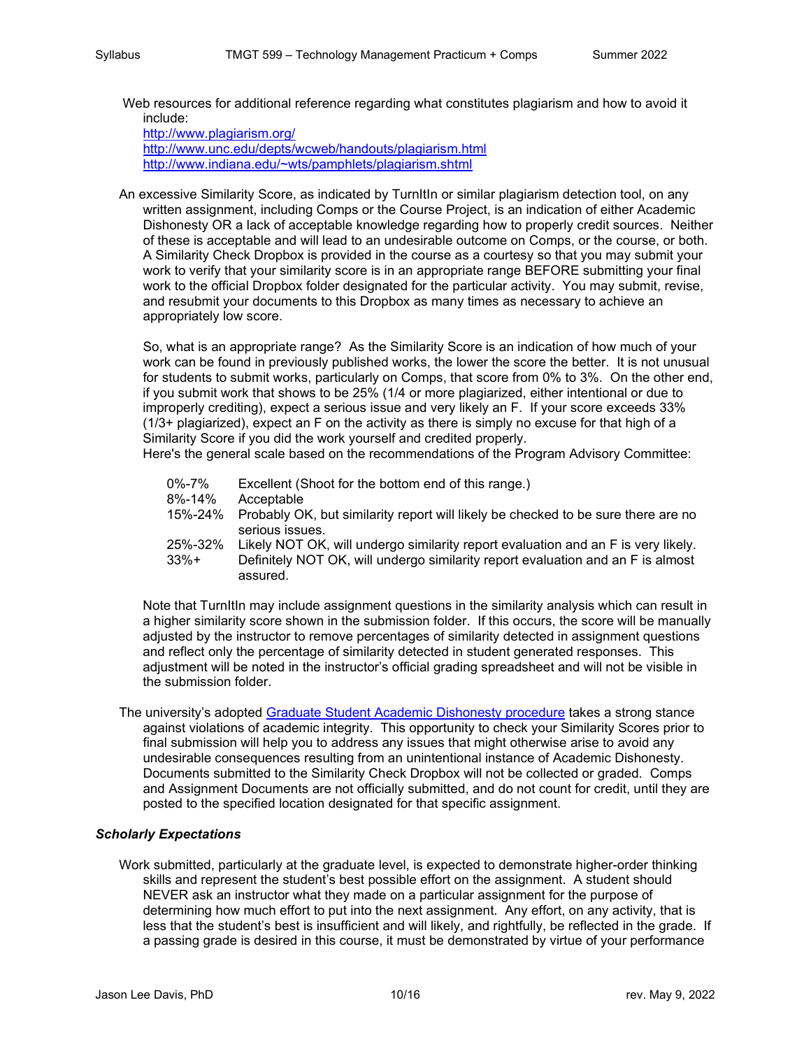Web resources for additional reference regarding what constitutes plagiarism and how to avoid it include:
http://www.plagiarism.org/
http://www.unc.edu/depts/wcweb/handouts/plagiarism.html
http://www.indiana.edu/~wts/pamphlets/plagiarism.shtml

An excessive Similarity Score, as indicated by TurnItIn or similar plagiarism detection tool, on any written assignment, including Comps or the Course Project, is an indication of either Academic Dishonesty OR a lack of acceptable knowledge regarding how to properly credit sources. Neither of these is acceptable and will lead to an undesirable outcome on Comps, or the course, or both. A Similarity Check Dropbox is provided in the course as a courtesy so that you may submit your work to verify that your similarity score is in an appropriate range BEFORE submitting your final work to the official Dropbox folder designated for the particular activity. You may submit, revise, and resubmit your documents to this Dropbox as many times as necessary to achieve an appropriately low score.

So, what is an appropriate range? As the Similarity Score is an indication of how much of your work can be found in previously published works, the lower the score the better. It is not unusual for students to submit works, particularly on Comps, that score from 0% to 3%. On the other end, if you submit work that shows to be 25% (1/4 or more plagiarized, either intentional or due to improperly crediting), expect a serious issue and very likely an F. If your score exceeds 33% (1/3+ plagiarized), expect an F on the activity as there is simply no excuse for that high of a Similarity Score if you did the work yourself and credited properly.
Here's the general scale based on the recommendations of the Program Advisory Committee:

| Score | Assessment |
|---|---|
| 0%-7% | Excellent (Shoot for the bottom end of this range.) |
| 8%-14% | Acceptable |
| 15%-24% | Probably OK, but similarity report will likely be checked to be sure there are no serious issues. |
| 25%-32% | Likely NOT OK, will undergo similarity report evaluation and an F is very likely. |
| 33%+ | Definitely NOT OK, will undergo similarity report evaluation and an F is almost assured. |

Note that TurnItIn may include assignment questions in the similarity analysis which can result in a higher similarity score shown in the submission folder. If this occurs, the score will be manually adjusted by the instructor to remove percentages of similarity detected in assignment questions and reflect only the percentage of similarity detected in student generated responses. This adjustment will be noted in the instructor's official grading spreadsheet and will not be visible in the submission folder.

The university's adopted Graduate Student Academic Dishonesty procedure takes a strong stance against violations of academic integrity. This opportunity to check your Similarity Scores prior to final submission will help you to address any issues that might otherwise arise to avoid any undesirable consequences resulting from an unintentional instance of Academic Dishonesty. Documents submitted to the Similarity Check Dropbox will not be collected or graded. Comps and Assignment Documents are not officially submitted, and do not count for credit, until they are posted to the specified location designated for that specific assignment.

### *Scholarly Expectations*

Work submitted, particularly at the graduate level, is expected to demonstrate higher-order thinking skills and represent the student's best possible effort on the assignment. A student should NEVER ask an instructor what they made on a particular assignment for the purpose of determining how much effort to put into the next assignment. Any effort, on any activity, that is less that the student's best is insufficient and will likely, and rightfully, be reflected in the grade. If a passing grade is desired in this course, it must be demonstrated by virtue of your performance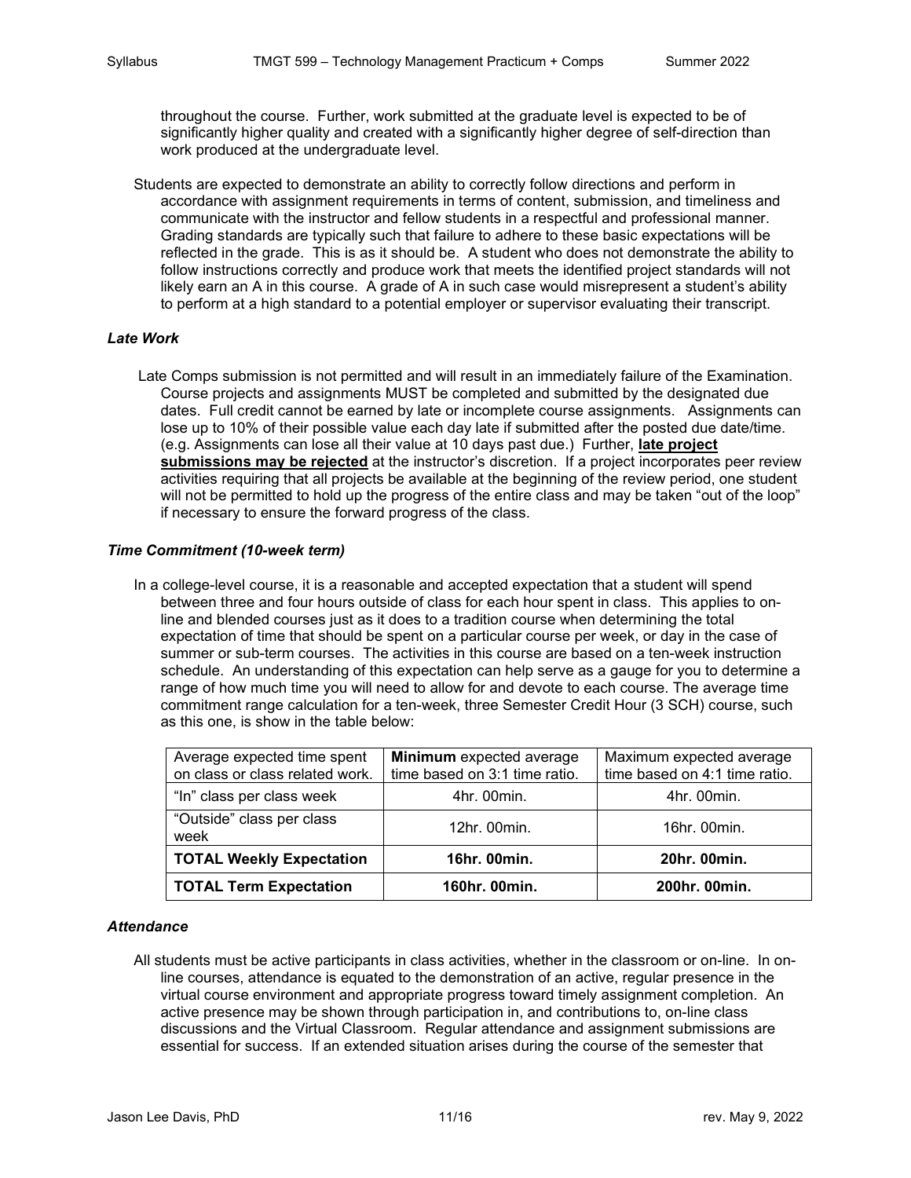throughout the course. Further, work submitted at the graduate level is expected to be of significantly higher quality and created with a significantly higher degree of self-direction than work produced at the undergraduate level.

Students are expected to demonstrate an ability to correctly follow directions and perform in accordance with assignment requirements in terms of content, submission, and timeliness and communicate with the instructor and fellow students in a respectful and professional manner. Grading standards are typically such that failure to adhere to these basic expectations will be reflected in the grade. This is as it should be. A student who does not demonstrate the ability to follow instructions correctly and produce work that meets the identified project standards will not likely earn an A in this course. A grade of A in such case would misrepresent a student's ability to perform at a high standard to a potential employer or supervisor evaluating their transcript.

### *Late Work*

Late Comps submission is not permitted and will result in an immediately failure of the Examination. Course projects and assignments MUST be completed and submitted by the designated due dates. Full credit cannot be earned by late or incomplete course assignments. Assignments can lose up to 10% of their possible value each day late if submitted after the posted due date/time. (e.g. Assignments can lose all their value at 10 days past due.) Further, **late project submissions may be rejected** at the instructor's discretion. If a project incorporates peer review activities requiring that all projects be available at the beginning of the review period, one student will not be permitted to hold up the progress of the entire class and may be taken "out of the loop" if necessary to ensure the forward progress of the class.

### *Time Commitment (10-week term)*

In a college-level course, it is a reasonable and accepted expectation that a student will spend between three and four hours outside of class for each hour spent in class. This applies to on-line and blended courses just as it does to a tradition course when determining the total expectation of time that should be spent on a particular course per week, or day in the case of summer or sub-term courses. The activities in this course are based on a ten-week instruction schedule. An understanding of this expectation can help serve as a gauge for you to determine a range of how much time you will need to allow for and devote to each course. The average time commitment range calculation for a ten-week, three Semester Credit Hour (3 SCH) course, such as this one, is show in the table below:

| Average expected time spent on class or class related work. | **Minimum** expected average time based on 3:1 time ratio. | Maximum expected average time based on 4:1 time ratio. |
|---|---|---|
| "In" class per class week | 4hr. 00min. | 4hr. 00min. |
| "Outside" class per class week | 12hr. 00min. | 16hr. 00min. |
| **TOTAL Weekly Expectation** | **16hr. 00min.** | **20hr. 00min.** |
| **TOTAL Term Expectation** | **160hr. 00min.** | **200hr. 00min.** |

### *Attendance*

All students must be active participants in class activities, whether in the classroom or on-line. In on-line courses, attendance is equated to the demonstration of an active, regular presence in the virtual course environment and appropriate progress toward timely assignment completion. An active presence may be shown through participation in, and contributions to, on-line class discussions and the Virtual Classroom. Regular attendance and assignment submissions are essential for success. If an extended situation arises during the course of the semester that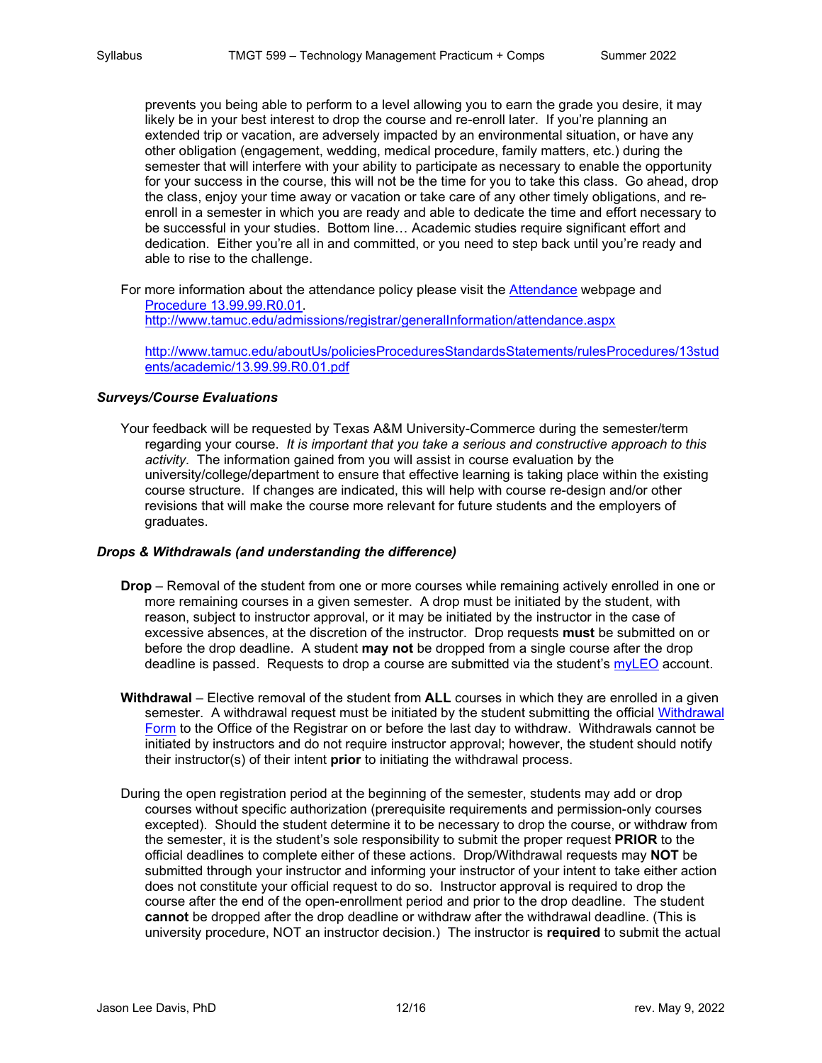prevents you being able to perform to a level allowing you to earn the grade you desire, it may likely be in your best interest to drop the course and re-enroll later. If you're planning an extended trip or vacation, are adversely impacted by an environmental situation, or have any other obligation (engagement, wedding, medical procedure, family matters, etc.) during the semester that will interfere with your ability to participate as necessary to enable the opportunity for your success in the course, this will not be the time for you to take this class. Go ahead, drop the class, enjoy your time away or vacation or take care of any other timely obligations, and re-enroll in a semester in which you are ready and able to dedicate the time and effort necessary to be successful in your studies. Bottom line… Academic studies require significant effort and dedication. Either you're all in and committed, or you need to step back until you're ready and able to rise to the challenge.

For more information about the attendance policy please visit the [Attendance](http://www.tamuc.edu/admissions/registrar/generalInformation/attendance.aspx) webpage and [Procedure 13.99.99.R0.01](http://www.tamuc.edu/aboutUs/policiesProceduresStandardsStatements/rulesProcedures/13students/academic/13.99.99.R0.01.pdf).
http://www.tamuc.edu/admissions/registrar/generalInformation/attendance.aspx

http://www.tamuc.edu/aboutUs/policiesProceduresStandardsStatements/rulesProcedures/13students/academic/13.99.99.R0.01.pdf

### *Surveys/Course Evaluations*

Your feedback will be requested by Texas A&M University-Commerce during the semester/term regarding your course. *It is important that you take a serious and constructive approach to this activity.* The information gained from you will assist in course evaluation by the university/college/department to ensure that effective learning is taking place within the existing course structure. If changes are indicated, this will help with course re-design and/or other revisions that will make the course more relevant for future students and the employers of graduates.

### *Drops & Withdrawals (and understanding the difference)*

**Drop** – Removal of the student from one or more courses while remaining actively enrolled in one or more remaining courses in a given semester. A drop must be initiated by the student, with reason, subject to instructor approval, or it may be initiated by the instructor in the case of excessive absences, at the discretion of the instructor. Drop requests **must** be submitted on or before the drop deadline. A student **may not** be dropped from a single course after the drop deadline is passed. Requests to drop a course are submitted via the student's myLEO account.

**Withdrawal** – Elective removal of the student from **ALL** courses in which they are enrolled in a given semester. A withdrawal request must be initiated by the student submitting the official Withdrawal Form to the Office of the Registrar on or before the last day to withdraw. Withdrawals cannot be initiated by instructors and do not require instructor approval; however, the student should notify their instructor(s) of their intent **prior** to initiating the withdrawal process.

During the open registration period at the beginning of the semester, students may add or drop courses without specific authorization (prerequisite requirements and permission-only courses excepted). Should the student determine it to be necessary to drop the course, or withdraw from the semester, it is the student's sole responsibility to submit the proper request **PRIOR** to the official deadlines to complete either of these actions. Drop/Withdrawal requests may **NOT** be submitted through your instructor and informing your instructor of your intent to take either action does not constitute your official request to do so. Instructor approval is required to drop the course after the end of the open-enrollment period and prior to the drop deadline. The student **cannot** be dropped after the drop deadline or withdraw after the withdrawal deadline. (This is university procedure, NOT an instructor decision.) The instructor is **required** to submit the actual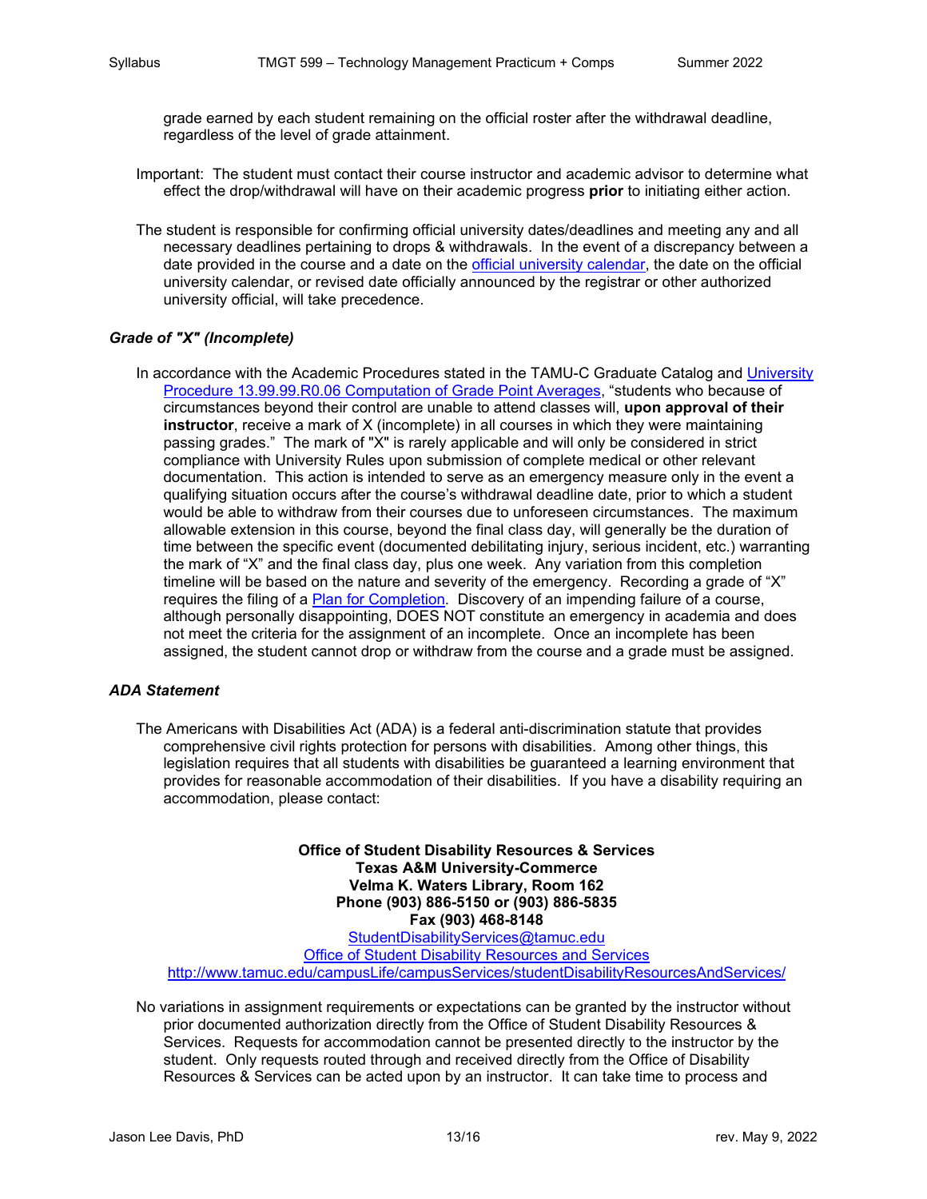grade earned by each student remaining on the official roster after the withdrawal deadline, regardless of the level of grade attainment.

Important: The student must contact their course instructor and academic advisor to determine what effect the drop/withdrawal will have on their academic progress **prior** to initiating either action.

The student is responsible for confirming official university dates/deadlines and meeting any and all necessary deadlines pertaining to drops & withdrawals. In the event of a discrepancy between a date provided in the course and a date on the official university calendar, the date on the official university calendar, or revised date officially announced by the registrar or other authorized university official, will take precedence.

### *Grade of "X" (Incomplete)*

In accordance with the Academic Procedures stated in the TAMU-C Graduate Catalog and University Procedure 13.99.99.R0.06 Computation of Grade Point Averages, "students who because of circumstances beyond their control are unable to attend classes will, **upon approval of their instructor**, receive a mark of X (incomplete) in all courses in which they were maintaining passing grades." The mark of "X" is rarely applicable and will only be considered in strict compliance with University Rules upon submission of complete medical or other relevant documentation. This action is intended to serve as an emergency measure only in the event a qualifying situation occurs after the course's withdrawal deadline date, prior to which a student would be able to withdraw from their courses due to unforeseen circumstances. The maximum allowable extension in this course, beyond the final class day, will generally be the duration of time between the specific event (documented debilitating injury, serious incident, etc.) warranting the mark of "X" and the final class day, plus one week. Any variation from this completion timeline will be based on the nature and severity of the emergency. Recording a grade of "X" requires the filing of a Plan for Completion. Discovery of an impending failure of a course, although personally disappointing, DOES NOT constitute an emergency in academia and does not meet the criteria for the assignment of an incomplete. Once an incomplete has been assigned, the student cannot drop or withdraw from the course and a grade must be assigned.

### *ADA Statement*

The Americans with Disabilities Act (ADA) is a federal anti-discrimination statute that provides comprehensive civil rights protection for persons with disabilities. Among other things, this legislation requires that all students with disabilities be guaranteed a learning environment that provides for reasonable accommodation of their disabilities. If you have a disability requiring an accommodation, please contact:

**Office of Student Disability Resources & Services**
**Texas A&M University-Commerce**
**Velma K. Waters Library, Room 162**
**Phone (903) 886-5150 or (903) 886-5835**
**Fax (903) 468-8148**
StudentDisabilityServices@tamuc.edu
Office of Student Disability Resources and Services
http://www.tamuc.edu/campusLife/campusServices/studentDisabilityResourcesAndServices/

No variations in assignment requirements or expectations can be granted by the instructor without prior documented authorization directly from the Office of Student Disability Resources & Services. Requests for accommodation cannot be presented directly to the instructor by the student. Only requests routed through and received directly from the Office of Disability Resources & Services can be acted upon by an instructor. It can take time to process and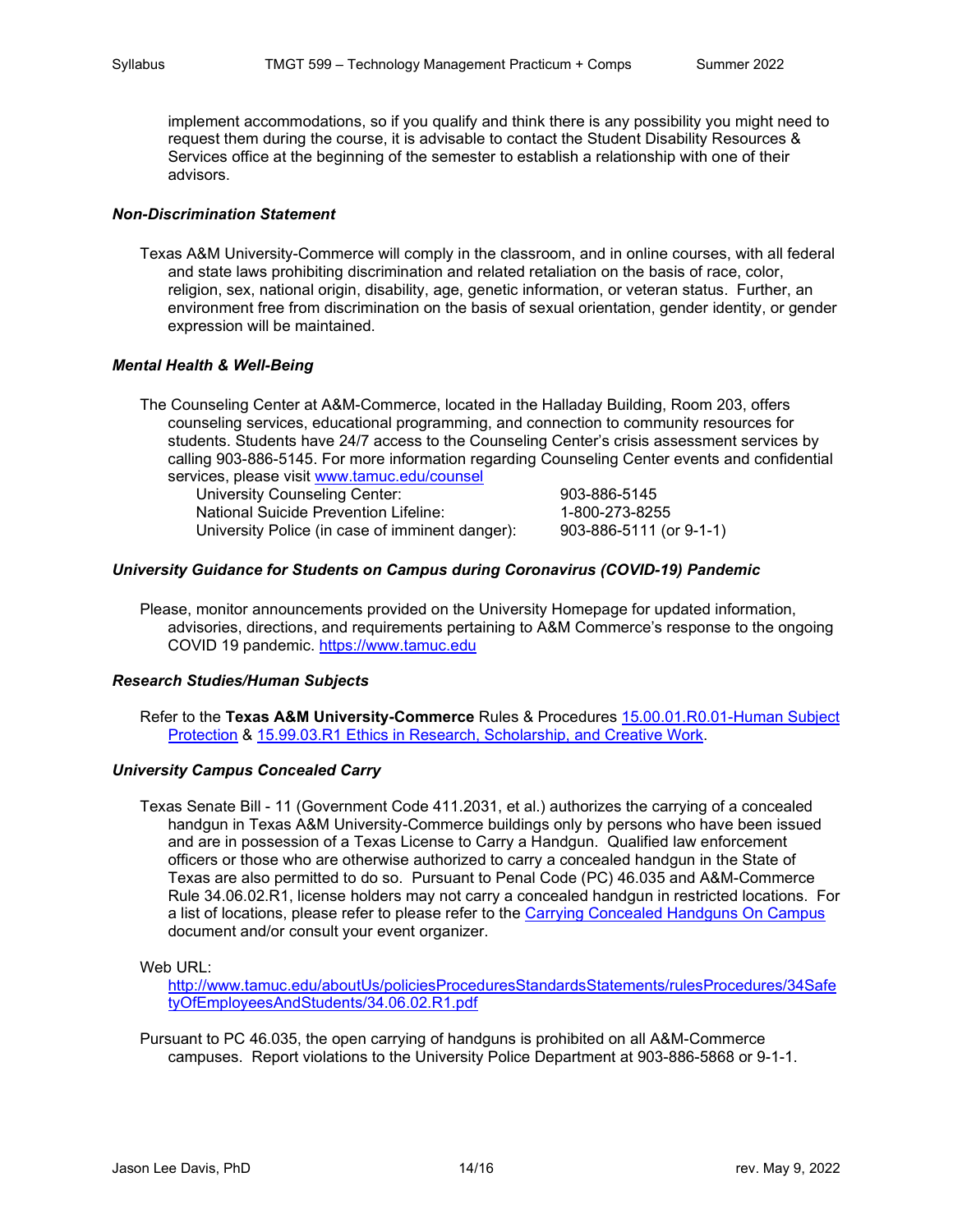implement accommodations, so if you qualify and think there is any possibility you might need to request them during the course, it is advisable to contact the Student Disability Resources & Services office at the beginning of the semester to establish a relationship with one of their advisors.

### *Non-Discrimination Statement*

Texas A&M University-Commerce will comply in the classroom, and in online courses, with all federal and state laws prohibiting discrimination and related retaliation on the basis of race, color, religion, sex, national origin, disability, age, genetic information, or veteran status. Further, an environment free from discrimination on the basis of sexual orientation, gender identity, or gender expression will be maintained.

### *Mental Health & Well-Being*

The Counseling Center at A&M-Commerce, located in the Halladay Building, Room 203, offers counseling services, educational programming, and connection to community resources for students. Students have 24/7 access to the Counseling Center's crisis assessment services by calling 903-886-5145. For more information regarding Counseling Center events and confidential services, please visit [www.tamuc.edu/counsel](www.tamuc.edu/counsel)

| | |
|---|---|
| University Counseling Center: | 903-886-5145 |
| National Suicide Prevention Lifeline: | 1-800-273-8255 |
| University Police (in case of imminent danger): | 903-886-5111 (or 9-1-1) |

### *University Guidance for Students on Campus during Coronavirus (COVID-19) Pandemic*

Please, monitor announcements provided on the University Homepage for updated information, advisories, directions, and requirements pertaining to A&M Commerce's response to the ongoing COVID 19 pandemic. [https://www.tamuc.edu](https://www.tamuc.edu)

### *Research Studies/Human Subjects*

Refer to the **Texas A&M University-Commerce** Rules & Procedures 15.00.01.R0.01-Human Subject Protection & 15.99.03.R1 Ethics in Research, Scholarship, and Creative Work.

### *University Campus Concealed Carry*

Texas Senate Bill - 11 (Government Code 411.2031, et al.) authorizes the carrying of a concealed handgun in Texas A&M University-Commerce buildings only by persons who have been issued and are in possession of a Texas License to Carry a Handgun. Qualified law enforcement officers or those who are otherwise authorized to carry a concealed handgun in the State of Texas are also permitted to do so. Pursuant to Penal Code (PC) 46.035 and A&M-Commerce Rule 34.06.02.R1, license holders may not carry a concealed handgun in restricted locations. For a list of locations, please refer to please refer to the Carrying Concealed Handguns On Campus document and/or consult your event organizer.

Web URL:
[http://www.tamuc.edu/aboutUs/policiesProceduresStandardsStatements/rulesProcedures/34SafetyOfEmployeesAndStudents/34.06.02.R1.pdf](http://www.tamuc.edu/aboutUs/policiesProceduresStandardsStatements/rulesProcedures/34SafetyOfEmployeesAndStudents/34.06.02.R1.pdf)

Pursuant to PC 46.035, the open carrying of handguns is prohibited on all A&M-Commerce campuses. Report violations to the University Police Department at 903-886-5868 or 9-1-1.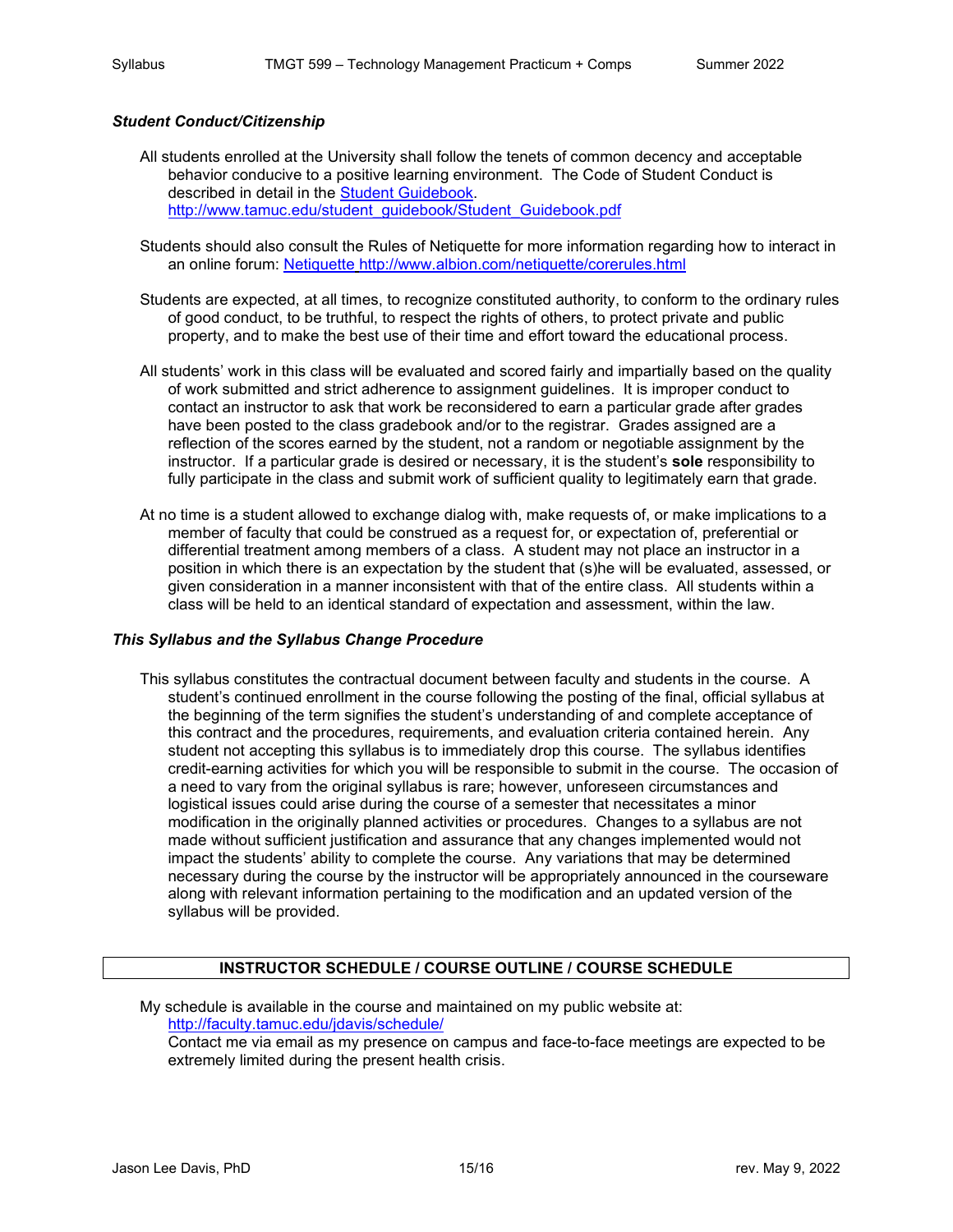### *Student Conduct/Citizenship*

All students enrolled at the University shall follow the tenets of common decency and acceptable behavior conducive to a positive learning environment. The Code of Student Conduct is described in detail in the [Student Guidebook](http://www.tamuc.edu/student_guidebook/Student_Guidebook.pdf). http://www.tamuc.edu/student_guidebook/Student_Guidebook.pdf

Students should also consult the Rules of Netiquette for more information regarding how to interact in an online forum: [Netiquette http://www.albion.com/netiquette/corerules.html](http://www.albion.com/netiquette/corerules.html)

Students are expected, at all times, to recognize constituted authority, to conform to the ordinary rules of good conduct, to be truthful, to respect the rights of others, to protect private and public property, and to make the best use of their time and effort toward the educational process.

All students' work in this class will be evaluated and scored fairly and impartially based on the quality of work submitted and strict adherence to assignment guidelines. It is improper conduct to contact an instructor to ask that work be reconsidered to earn a particular grade after grades have been posted to the class gradebook and/or to the registrar. Grades assigned are a reflection of the scores earned by the student, not a random or negotiable assignment by the instructor. If a particular grade is desired or necessary, it is the student's **sole** responsibility to fully participate in the class and submit work of sufficient quality to legitimately earn that grade.

At no time is a student allowed to exchange dialog with, make requests of, or make implications to a member of faculty that could be construed as a request for, or expectation of, preferential or differential treatment among members of a class. A student may not place an instructor in a position in which there is an expectation by the student that (s)he will be evaluated, assessed, or given consideration in a manner inconsistent with that of the entire class. All students within a class will be held to an identical standard of expectation and assessment, within the law.

### *This Syllabus and the Syllabus Change Procedure*

This syllabus constitutes the contractual document between faculty and students in the course. A student's continued enrollment in the course following the posting of the final, official syllabus at the beginning of the term signifies the student's understanding of and complete acceptance of this contract and the procedures, requirements, and evaluation criteria contained herein. Any student not accepting this syllabus is to immediately drop this course. The syllabus identifies credit-earning activities for which you will be responsible to submit in the course. The occasion of a need to vary from the original syllabus is rare; however, unforeseen circumstances and logistical issues could arise during the course of a semester that necessitates a minor modification in the originally planned activities or procedures. Changes to a syllabus are not made without sufficient justification and assurance that any changes implemented would not impact the students' ability to complete the course. Any variations that may be determined necessary during the course by the instructor will be appropriately announced in the courseware along with relevant information pertaining to the modification and an updated version of the syllabus will be provided.

## INSTRUCTOR SCHEDULE / COURSE OUTLINE / COURSE SCHEDULE

My schedule is available in the course and maintained on my public website at: http://faculty.tamuc.edu/jdavis/schedule/
Contact me via email as my presence on campus and face-to-face meetings are expected to be extremely limited during the present health crisis.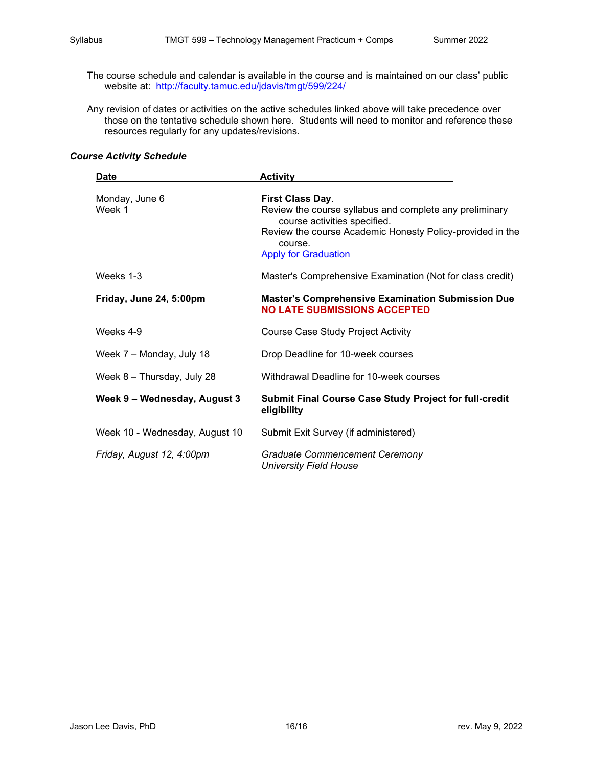The course schedule and calendar is available in the course and is maintained on our class' public website at: [http://faculty.tamuc.edu/jdavis/tmgt/599/224/](http://faculty.tamuc.edu/jdavis/tmgt/599/224/)

Any revision of dates or activities on the active schedules linked above will take precedence over those on the tentative schedule shown here. Students will need to monitor and reference these resources regularly for any updates/revisions.

***Course Activity Schedule***

| Date | Activity |
|---|---|
| Monday, June 6<br>Week 1 | **First Class Day**.<br>Review the course syllabus and complete any preliminary course activities specified.<br>Review the course Academic Honesty Policy-provided in the course.<br>Apply for Graduation |
| Weeks 1-3 | Master's Comprehensive Examination (Not for class credit) |
| **Friday, June 24, 5:00pm** | **Master's Comprehensive Examination Submission Due**<br>**NO LATE SUBMISSIONS ACCEPTED** |
| Weeks 4-9 | Course Case Study Project Activity |
| Week 7 – Monday, July 18 | Drop Deadline for 10-week courses |
| Week 8 – Thursday, July 28 | Withdrawal Deadline for 10-week courses |
| **Week 9 – Wednesday, August 3** | **Submit Final Course Case Study Project for full-credit eligibility** |
| Week 10 - Wednesday, August 10 | Submit Exit Survey (if administered) |
| *Friday, August 12, 4:00pm* | *Graduate Commencement Ceremony*<br>*University Field House* |